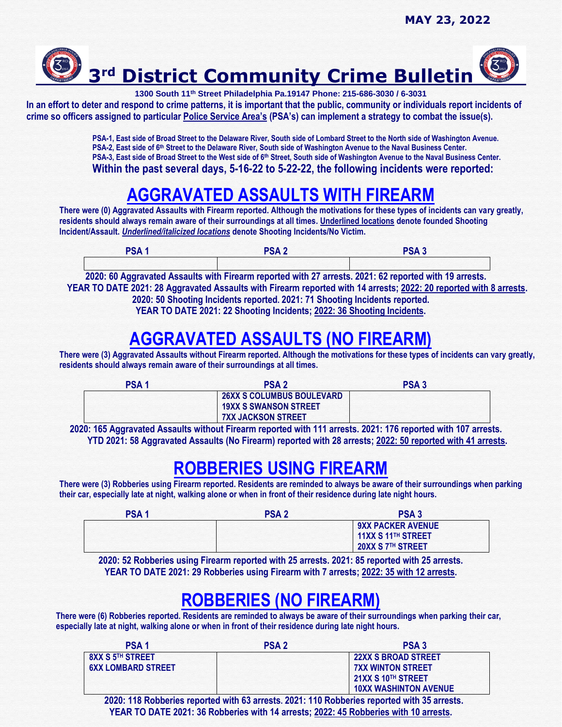MAY 23, 2022

# 3rd District Community Crime Bulletin

**1300 South 11th Street Philadelphia Pa.19147 Phone: 215-686-3030 / 6-3031**

**In an effort to deter and respond to crime patterns, it is important that the public, community or individuals report incidents of crime so officers assigned to particular Police Service Area's (PSA's) can implement a strategy to combat the issue(s).**

**PSA-1, East side of Broad Street to the Delaware River, South side of Lombard Street to the North side of Washington Avenue.**
**PSA-2, East side of 6th Street to the Delaware River, South side of Washington Avenue to the Naval Business Center.**
**PSA-3, East side of Broad Street to the West side of 6th Street, South side of Washington Avenue to the Naval Business Center.**

**Within the past several days, 5-16-22 to 5-22-22, the following incidents were reported:**

## AGGRAVATED ASSAULTS WITH FIREARM

**There were (0) Aggravated Assaults with Firearm reported. Although the motivations for these types of incidents can vary greatly, residents should always remain aware of their surroundings at all times. Underlined locations denote founded Shooting Incident/Assault. *Underlined/italicized locations* denote Shooting Incidents/No Victim.**

| PSA 1 | PSA 2 | PSA 3 |
|---|---|---|
| | | |

**2020: 60 Aggravated Assaults with Firearm reported with 27 arrests. 2021: 62 reported with 19 arrests.**
**YEAR TO DATE 2021: 28 Aggravated Assaults with Firearm reported with 14 arrests; 2022: 20 reported with 8 arrests.**
**2020: 50 Shooting Incidents reported. 2021: 71 Shooting Incidents reported.**
**YEAR TO DATE 2021: 22 Shooting Incidents; 2022: 36 Shooting Incidents.**

## AGGRAVATED ASSAULTS (NO FIREARM)

**There were (3) Aggravated Assaults without Firearm reported. Although the motivations for these types of incidents can vary greatly, residents should always remain aware of their surroundings at all times.**

| PSA 1 | PSA 2 | PSA 3 |
|---|---|---|
| | 26XX S COLUMBUS BOULEVARD<br>19XX S SWANSON STREET<br>7XX JACKSON STREET | |

**2020: 165 Aggravated Assaults without Firearm reported with 111 arrests. 2021: 176 reported with 107 arrests.**
**YTD 2021: 58 Aggravated Assaults (No Firearm) reported with 28 arrests; 2022: 50 reported with 41 arrests.**

## ROBBERIES USING FIREARM

**There were (3) Robberies using Firearm reported. Residents are reminded to always be aware of their surroundings when parking their car, especially late at night, walking alone or when in front of their residence during late night hours.**

| PSA 1 | PSA 2 | PSA 3 |
|---|---|---|
| | | 9XX PACKER AVENUE<br>11XX S 11TH STREET<br>20XX S 7TH STREET |

**2020: 52 Robberies using Firearm reported with 25 arrests. 2021: 85 reported with 25 arrests.**
**YEAR TO DATE 2021: 29 Robberies using Firearm with 7 arrests; 2022: 35 with 12 arrests.**

## ROBBERIES (NO FIREARM)

**There were (6) Robberies reported. Residents are reminded to always be aware of their surroundings when parking their car, especially late at night, walking alone or when in front of their residence during late night hours.**

| PSA 1 | PSA 2 | PSA 3 |
|---|---|---|
| 8XX S 5TH STREET<br>6XX LOMBARD STREET | | 22XX S BROAD STREET<br>7XX WINTON STREET<br>21XX S 10TH STREET<br>10XX WASHINTON AVENUE |

**2020: 118 Robberies reported with 63 arrests. 2021: 110 Robberies reported with 35 arrests.**
**YEAR TO DATE 2021: 36 Robberies with 14 arrests; 2022: 45 Robberies with 10 arrests.**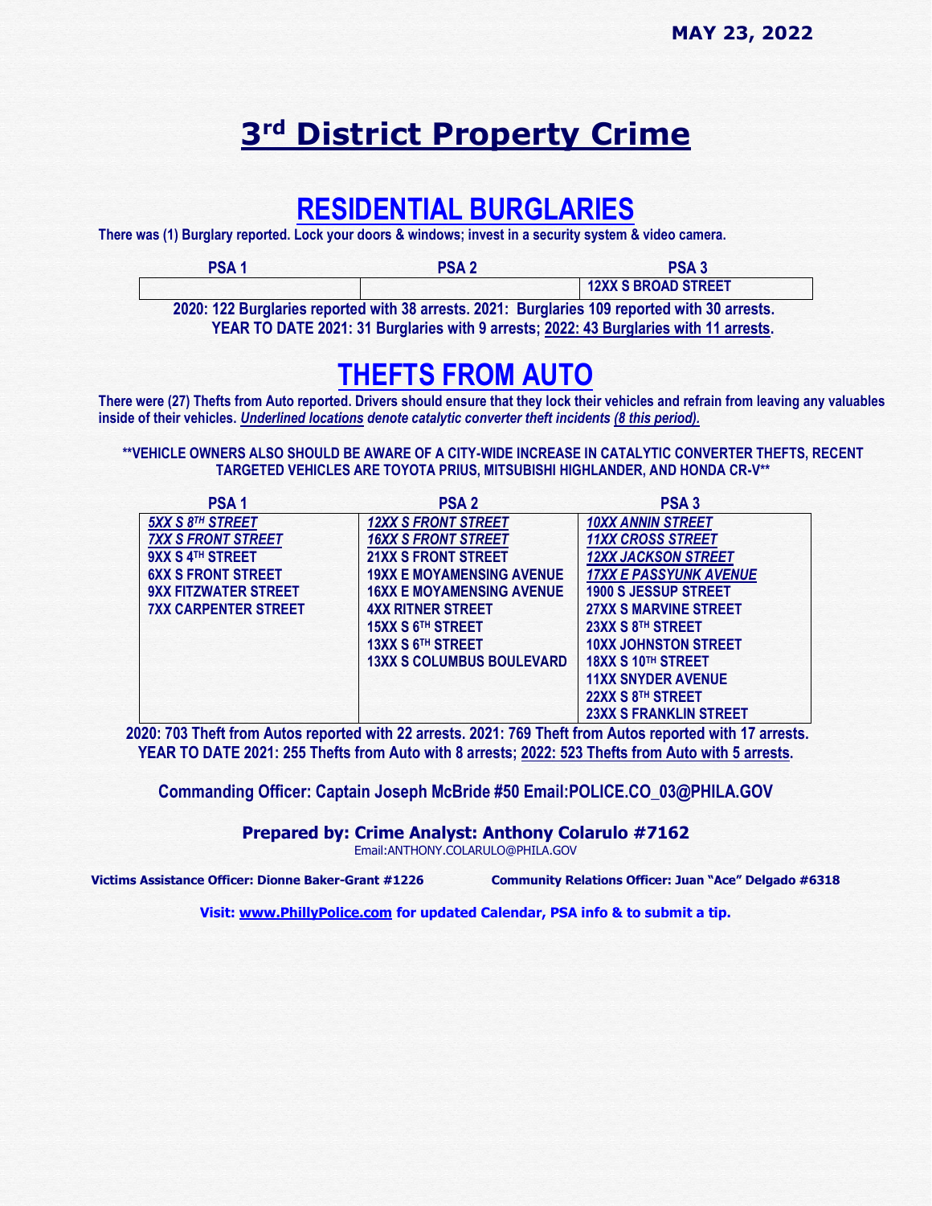MAY 23, 2022

# 3rd District Property Crime

## RESIDENTIAL BURGLARIES

**There was (1) Burglary reported. Lock your doors & windows; invest in a security system & video camera.**

| PSA 1 | PSA 2 | PSA 3 |
|---|---|---|
| | | 12XX S BROAD STREET |

**2020: 122 Burglaries reported with 38 arrests. 2021: Burglaries 109 reported with 30 arrests.**
**YEAR TO DATE 2021: 31 Burglaries with 9 arrests; 2022: 43 Burglaries with 11 arrests.**

## THEFTS FROM AUTO

**There were (27) Thefts from Auto reported. Drivers should ensure that they lock their vehicles and refrain from leaving any valuables inside of their vehicles. *Underlined locations* denote catalytic converter theft incidents *(8 this period).***

**\*\*VEHICLE OWNERS ALSO SHOULD BE AWARE OF A CITY-WIDE INCREASE IN CATALYTIC CONVERTER THEFTS, RECENT TARGETED VEHICLES ARE TOYOTA PRIUS, MITSUBISHI HIGHLANDER, AND HONDA CR-V\*\***

| PSA 1 | PSA 2 | PSA 3 |
|---|---|---|
| *5XX S 8TH STREET* | *12XX S FRONT STREET* | *10XX ANNIN STREET* |
| *7XX S FRONT STREET* | *16XX S FRONT STREET* | *11XX CROSS STREET* |
| 9XX S 4TH STREET | 21XX S FRONT STREET | *12XX JACKSON STREET* |
| 6XX S FRONT STREET | 19XX E MOYAMENSING AVENUE | *17XX E PASSYUNK AVENUE* |
| 9XX FITZWATER STREET | 16XX E MOYAMENSING AVENUE | 1900 S JESSUP STREET |
| 7XX CARPENTER STREET | 4XX RITNER STREET | 27XX S MARVINE STREET |
| | 15XX S 6TH STREET | 23XX S 8TH STREET |
| | 13XX S 6TH STREET | 10XX JOHNSTON STREET |
| | 13XX S COLUMBUS BOULEVARD | 18XX S 10TH STREET |
| | | 11XX SNYDER AVENUE |
| | | 22XX S 8TH STREET |
| | | 23XX S FRANKLIN STREET |

**2020: 703 Theft from Autos reported with 22 arrests. 2021: 769 Theft from Autos reported with 17 arrests.**
**YEAR TO DATE 2021: 255 Thefts from Auto with 8 arrests; 2022: 523 Thefts from Auto with 5 arrests.**

**Commanding Officer: Captain Joseph McBride #50 Email:POLICE.CO_03@PHILA.GOV**

**Prepared by: Crime Analyst: Anthony Colarulo #7162**
Email:ANTHONY.COLARULO@PHILA.GOV

**Victims Assistance Officer: Dionne Baker-Grant #1226** **Community Relations Officer: Juan "Ace" Delgado #6318**

**Visit: www.PhillyPolice.com for updated Calendar, PSA info & to submit a tip.**